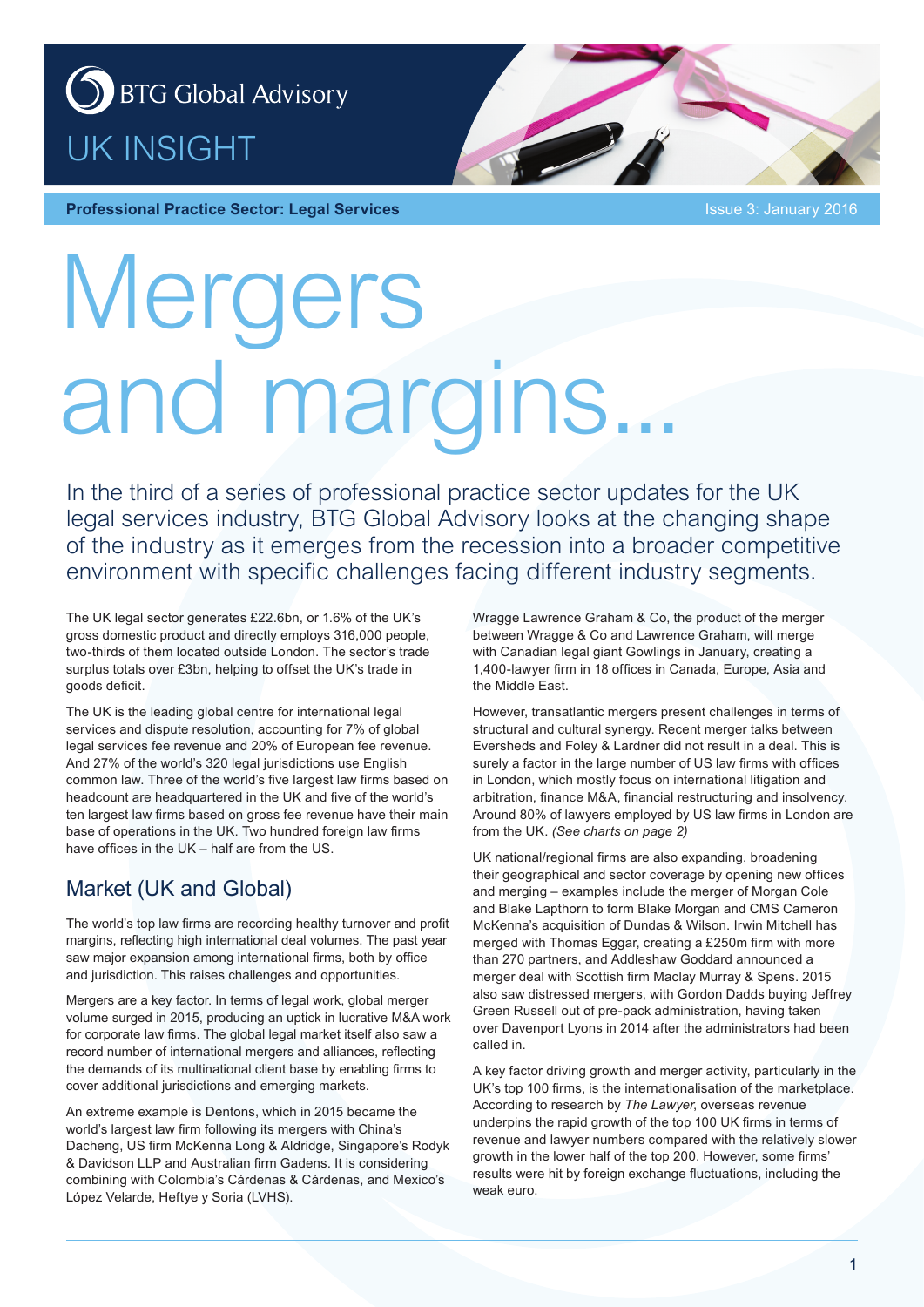BTG Global Advisory

UK INSIGHT

**Professional Practice Sector: Legal Services**

Issue 3: January 2016

# Mergers and margins...

In the third of a series of professional practice sector updates for the UK legal services industry, BTG Global Advisory looks at the changing shape of the industry as it emerges from the recession into a broader competitive environment with specific challenges facing different industry segments.

The UK legal sector generates £22.6bn, or 1.6% of the UK's gross domestic product and directly employs 316,000 people, two-thirds of them located outside London. The sector's trade surplus totals over £3bn, helping to offset the UK's trade in goods deficit.

The UK is the leading global centre for international legal services and dispute resolution, accounting for 7% of global legal services fee revenue and 20% of European fee revenue. And 27% of the world's 320 legal jurisdictions use English common law. Three of the world's five largest law firms based on headcount are headquartered in the UK and five of the world's ten largest law firms based on gross fee revenue have their main base of operations in the UK. Two hundred foreign law firms have offices in the UK – half are from the US.

## Market (UK and Global)

The world's top law firms are recording healthy turnover and profit margins, reflecting high international deal volumes. The past year saw major expansion among international firms, both by office and jurisdiction. This raises challenges and opportunities.

Mergers are a key factor. In terms of legal work, global merger volume surged in 2015, producing an uptick in lucrative M&A work for corporate law firms. The global legal market itself also saw a record number of international mergers and alliances, reflecting the demands of its multinational client base by enabling firms to cover additional jurisdictions and emerging markets.

An extreme example is Dentons, which in 2015 became the world's largest law firm following its mergers with China's Dacheng, US firm McKenna Long & Aldridge, Singapore's Rodyk & Davidson LLP and Australian firm Gadens. It is considering combining with Colombia's Cárdenas & Cárdenas, and Mexico's López Velarde, Heftye y Soria (LVHS).

Wragge Lawrence Graham & Co, the product of the merger between Wragge & Co and Lawrence Graham, will merge with Canadian legal giant Gowlings in January, creating a 1,400-lawyer firm in 18 offices in Canada, Europe, Asia and the Middle East.

However, transatlantic mergers present challenges in terms of structural and cultural synergy. Recent merger talks between Eversheds and Foley & Lardner did not result in a deal. This is surely a factor in the large number of US law firms with offices in London, which mostly focus on international litigation and arbitration, finance M&A, financial restructuring and insolvency. Around 80% of lawyers employed by US law firms in London are from the UK. *(See charts on page 2)*

UK national/regional firms are also expanding, broadening their geographical and sector coverage by opening new offices and merging – examples include the merger of Morgan Cole and Blake Lapthorn to form Blake Morgan and CMS Cameron McKenna's acquisition of Dundas & Wilson. Irwin Mitchell has merged with Thomas Eggar, creating a £250m firm with more than 270 partners, and Addleshaw Goddard announced a merger deal with Scottish firm Maclay Murray & Spens. 2015 also saw distressed mergers, with Gordon Dadds buying Jeffrey Green Russell out of pre-pack administration, having taken over Davenport Lyons in 2014 after the administrators had been called in.

A key factor driving growth and merger activity, particularly in the UK's top 100 firms, is the internationalisation of the marketplace. According to research by *The Lawyer*, overseas revenue underpins the rapid growth of the top 100 UK firms in terms of revenue and lawyer numbers compared with the relatively slower growth in the lower half of the top 200. However, some firms' results were hit by foreign exchange fluctuations, including the weak euro.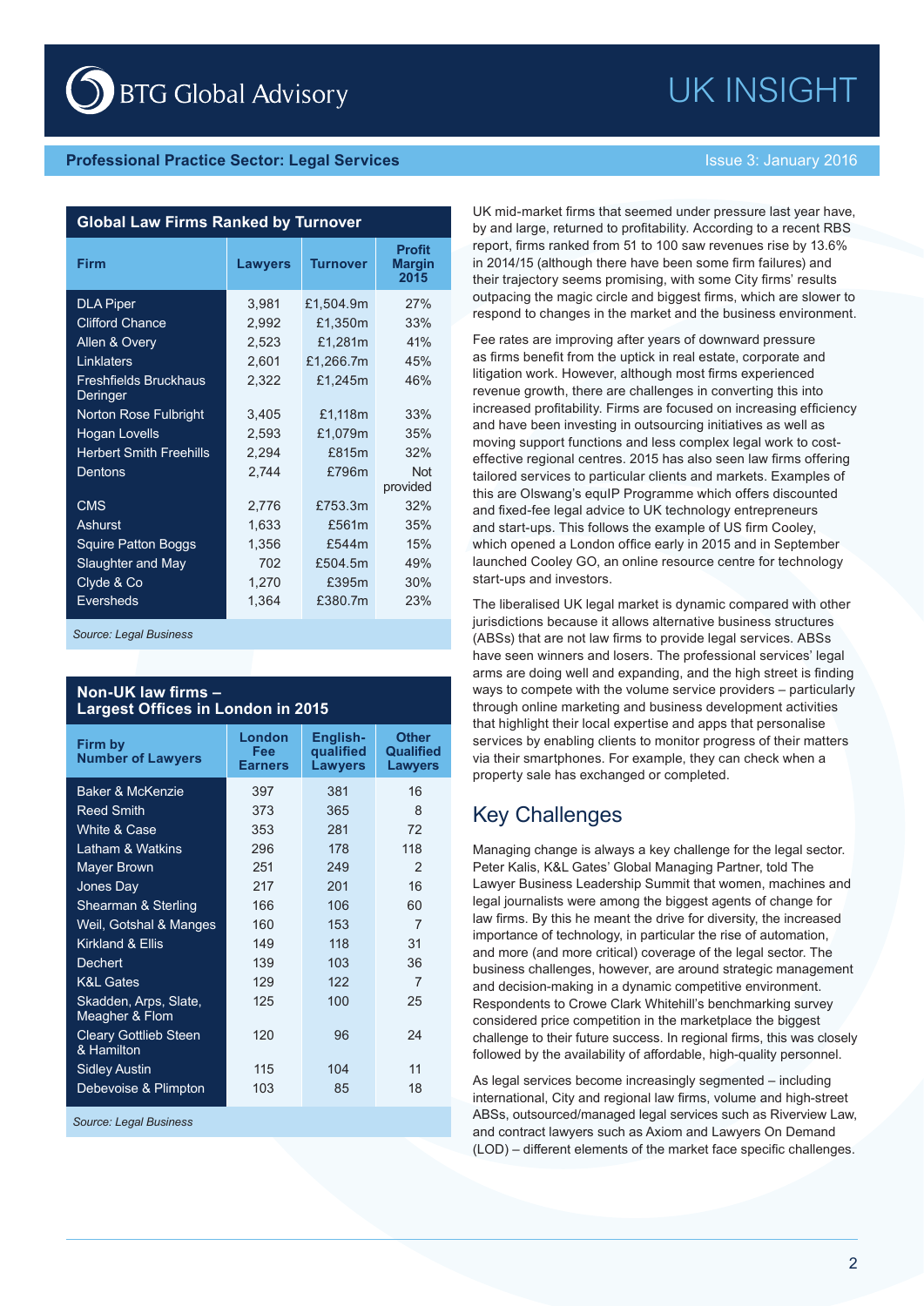**Professional Practice Sector: Legal Services**

**Global Law Firms Ranked by Turnover**

| Firm | Lawyers | Turnover | Profit Margin 2015 |
|---|---|---|---|
| DLA Piper | 3,981 | £1,504.9m | 27% |
| Clifford Chance | 2,992 | £1,350m | 33% |
| Allen & Overy | 2,523 | £1,281m | 41% |
| Linklaters | 2,601 | £1,266.7m | 45% |
| Freshfields Bruckhaus Deringer | 2,322 | £1,245m | 46% |
| Norton Rose Fulbright | 3,405 | £1,118m | 33% |
| Hogan Lovells | 2,593 | £1,079m | 35% |
| Herbert Smith Freehills | 2,294 | £815m | 32% |
| Dentons | 2,744 | £796m | Not provided |
| CMS | 2,776 | £753.3m | 32% |
| Ashurst | 1,633 | £561m | 35% |
| Squire Patton Boggs | 1,356 | £544m | 15% |
| Slaughter and May | 702 | £504.5m | 49% |
| Clyde & Co | 1,270 | £395m | 30% |
| Eversheds | 1,364 | £380.7m | 23% |

*Source: Legal Business*

**Non-UK law firms – Largest Offices in London in 2015**

| Firm by Number of Lawyers | London Fee Earners | English-qualified Lawyers | Other Qualified Lawyers |
|---|---|---|---|
| Baker & McKenzie | 397 | 381 | 16 |
| Reed Smith | 373 | 365 | 8 |
| White & Case | 353 | 281 | 72 |
| Latham & Watkins | 296 | 178 | 118 |
| Mayer Brown | 251 | 249 | 2 |
| Jones Day | 217 | 201 | 16 |
| Shearman & Sterling | 166 | 106 | 60 |
| Weil, Gotshal & Manges | 160 | 153 | 7 |
| Kirkland & Ellis | 149 | 118 | 31 |
| Dechert | 139 | 103 | 36 |
| K&L Gates | 129 | 122 | 7 |
| Skadden, Arps, Slate, Meagher & Flom | 125 | 100 | 25 |
| Cleary Gottlieb Steen & Hamilton | 120 | 96 | 24 |
| Sidley Austin | 115 | 104 | 11 |
| Debevoise & Plimpton | 103 | 85 | 18 |

*Source: Legal Business*

UK mid-market firms that seemed under pressure last year have, by and large, returned to profitability. According to a recent RBS report, firms ranked from 51 to 100 saw revenues rise by 13.6% in 2014/15 (although there have been some firm failures) and their trajectory seems promising, with some City firms' results outpacing the magic circle and biggest firms, which are slower to respond to changes in the market and the business environment.

Fee rates are improving after years of downward pressure as firms benefit from the uptick in real estate, corporate and litigation work. However, although most firms experienced revenue growth, there are challenges in converting this into increased profitability. Firms are focused on increasing efficiency and have been investing in outsourcing initiatives as well as moving support functions and less complex legal work to cost-effective regional centres. 2015 has also seen law firms offering tailored services to particular clients and markets. Examples of this are Olswang's equIP Programme which offers discounted and fixed-fee legal advice to UK technology entrepreneurs and start-ups. This follows the example of US firm Cooley, which opened a London office early in 2015 and in September launched Cooley GO, an online resource centre for technology start-ups and investors.

The liberalised UK legal market is dynamic compared with other jurisdictions because it allows alternative business structures (ABSs) that are not law firms to provide legal services. ABSs have seen winners and losers. The professional services' legal arms are doing well and expanding, and the high street is finding ways to compete with the volume service providers – particularly through online marketing and business development activities that highlight their local expertise and apps that personalise services by enabling clients to monitor progress of their matters via their smartphones. For example, they can check when a property sale has exchanged or completed.

## Key Challenges

Managing change is always a key challenge for the legal sector. Peter Kalis, K&L Gates' Global Managing Partner, told The Lawyer Business Leadership Summit that women, machines and legal journalists were among the biggest agents of change for law firms. By this he meant the drive for diversity, the increased importance of technology, in particular the rise of automation, and more (and more critical) coverage of the legal sector. The business challenges, however, are around strategic management and decision-making in a dynamic competitive environment. Respondents to Crowe Clark Whitehill's benchmarking survey considered price competition in the marketplace the biggest challenge to their future success. In regional firms, this was closely followed by the availability of affordable, high-quality personnel.

As legal services become increasingly segmented – including international, City and regional law firms, volume and high-street ABSs, outsourced/managed legal services such as Riverview Law, and contract lawyers such as Axiom and Lawyers On Demand (LOD) – different elements of the market face specific challenges.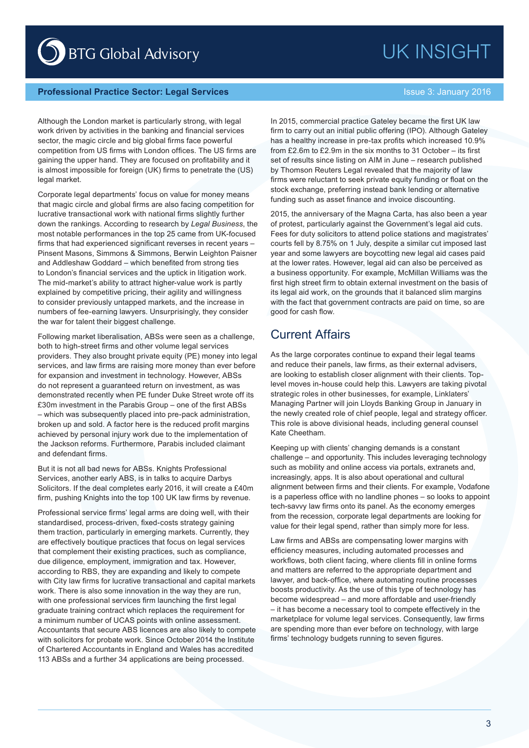Although the London market is particularly strong, with legal work driven by activities in the banking and financial services sector, the magic circle and big global firms face powerful competition from US firms with London offices. The US firms are gaining the upper hand. They are focused on profitability and it is almost impossible for foreign (UK) firms to penetrate the (US) legal market.

Corporate legal departments' focus on value for money means that magic circle and global firms are also facing competition for lucrative transactional work with national firms slightly further down the rankings. According to research by *Legal Business*, the most notable performances in the top 25 came from UK-focused firms that had experienced significant reverses in recent years – Pinsent Masons, Simmons & Simmons, Berwin Leighton Paisner and Addleshaw Goddard – which benefited from strong ties to London's financial services and the uptick in litigation work. The mid-market's ability to attract higher-value work is partly explained by competitive pricing, their agility and willingness to consider previously untapped markets, and the increase in numbers of fee-earning lawyers. Unsurprisingly, they consider the war for talent their biggest challenge.

Following market liberalisation, ABSs were seen as a challenge, both to high-street firms and other volume legal services providers. They also brought private equity (PE) money into legal services, and law firms are raising more money than ever before for expansion and investment in technology. However, ABSs do not represent a guaranteed return on investment, as was demonstrated recently when PE funder Duke Street wrote off its £30m investment in the Parabis Group – one of the first ABSs – which was subsequently placed into pre-pack administration, broken up and sold. A factor here is the reduced profit margins achieved by personal injury work due to the implementation of the Jackson reforms. Furthermore, Parabis included claimant and defendant firms.

But it is not all bad news for ABSs. Knights Professional Services, another early ABS, is in talks to acquire Darbys Solicitors. If the deal completes early 2016, it will create a £40m firm, pushing Knights into the top 100 UK law firms by revenue.

Professional service firms' legal arms are doing well, with their standardised, process-driven, fixed-costs strategy gaining them traction, particularly in emerging markets. Currently, they are effectively boutique practices that focus on legal services that complement their existing practices, such as compliance, due diligence, employment, immigration and tax. However, according to RBS, they are expanding and likely to compete with City law firms for lucrative transactional and capital markets work. There is also some innovation in the way they are run, with one professional services firm launching the first legal graduate training contract which replaces the requirement for a minimum number of UCAS points with online assessment. Accountants that secure ABS licences are also likely to compete with solicitors for probate work. Since October 2014 the Institute of Chartered Accountants in England and Wales has accredited 113 ABSs and a further 34 applications are being processed.

In 2015, commercial practice Gateley became the first UK law firm to carry out an initial public offering (IPO). Although Gateley has a healthy increase in pre-tax profits which increased 10.9% from £2.6m to £2.9m in the six months to 31 October – its first set of results since listing on AIM in June – research published by Thomson Reuters Legal revealed that the majority of law firms were reluctant to seek private equity funding or float on the stock exchange, preferring instead bank lending or alternative funding such as asset finance and invoice discounting.

2015, the anniversary of the Magna Carta, has also been a year of protest, particularly against the Government's legal aid cuts. Fees for duty solicitors to attend police stations and magistrates' courts fell by 8.75% on 1 July, despite a similar cut imposed last year and some lawyers are boycotting new legal aid cases paid at the lower rates. However, legal aid can also be perceived as a business opportunity. For example, McMillan Williams was the first high street firm to obtain external investment on the basis of its legal aid work, on the grounds that it balanced slim margins with the fact that government contracts are paid on time, so are good for cash flow.

## Current Affairs

As the large corporates continue to expand their legal teams and reduce their panels, law firms, as their external advisers, are looking to establish closer alignment with their clients. Top-level moves in-house could help this. Lawyers are taking pivotal strategic roles in other businesses, for example, Linklaters' Managing Partner will join Lloyds Banking Group in January in the newly created role of chief people, legal and strategy officer. This role is above divisional heads, including general counsel Kate Cheetham.

Keeping up with clients' changing demands is a constant challenge – and opportunity. This includes leveraging technology such as mobility and online access via portals, extranets and, increasingly, apps. It is also about operational and cultural alignment between firms and their clients. For example, Vodafone is a paperless office with no landline phones – so looks to appoint tech-savvy law firms onto its panel. As the economy emerges from the recession, corporate legal departments are looking for value for their legal spend, rather than simply more for less.

Law firms and ABSs are compensating lower margins with efficiency measures, including automated processes and workflows, both client facing, where clients fill in online forms and matters are referred to the appropriate department and lawyer, and back-office, where automating routine processes boosts productivity. As the use of this type of technology has become widespread – and more affordable and user-friendly – it has become a necessary tool to compete effectively in the marketplace for volume legal services. Consequently, law firms are spending more than ever before on technology, with large firms' technology budgets running to seven figures.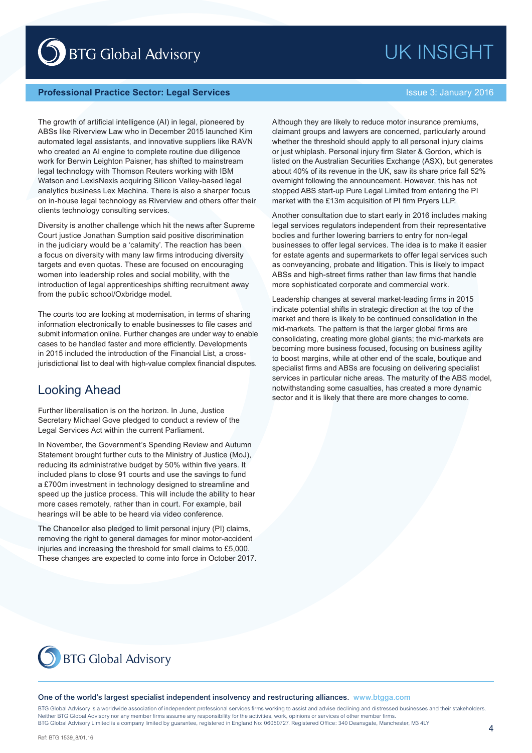# UK INSIGHT

**Professional Practice Sector: Legal Services** Issue 3: January 2016

The growth of artificial intelligence (AI) in legal, pioneered by ABSs like Riverview Law who in December 2015 launched Kim automated legal assistants, and innovative suppliers like RAVN who created an AI engine to complete routine due diligence work for Berwin Leighton Paisner, has shifted to mainstream legal technology with Thomson Reuters working with IBM Watson and LexisNexis acquiring Silicon Valley-based legal analytics business Lex Machina. There is also a sharper focus on in-house legal technology as Riverview and others offer their clients technology consulting services.

Diversity is another challenge which hit the news after Supreme Court justice Jonathan Sumption said positive discrimination in the judiciary would be a 'calamity'. The reaction has been a focus on diversity with many law firms introducing diversity targets and even quotas. These are focused on encouraging women into leadership roles and social mobility, with the introduction of legal apprenticeships shifting recruitment away from the public school/Oxbridge model.

The courts too are looking at modernisation, in terms of sharing information electronically to enable businesses to file cases and submit information online. Further changes are under way to enable cases to be handled faster and more efficiently. Developments in 2015 included the introduction of the Financial List, a cross-jurisdictional list to deal with high-value complex financial disputes.

## Looking Ahead

Further liberalisation is on the horizon. In June, Justice Secretary Michael Gove pledged to conduct a review of the Legal Services Act within the current Parliament.

In November, the Government's Spending Review and Autumn Statement brought further cuts to the Ministry of Justice (MoJ), reducing its administrative budget by 50% within five years. It included plans to close 91 courts and use the savings to fund a £700m investment in technology designed to streamline and speed up the justice process. This will include the ability to hear more cases remotely, rather than in court. For example, bail hearings will be able to be heard via video conference.

The Chancellor also pledged to limit personal injury (PI) claims, removing the right to general damages for minor motor-accident injuries and increasing the threshold for small claims to £5,000. These changes are expected to come into force in October 2017.

Although they are likely to reduce motor insurance premiums, claimant groups and lawyers are concerned, particularly around whether the threshold should apply to all personal injury claims or just whiplash. Personal injury firm Slater & Gordon, which is listed on the Australian Securities Exchange (ASX), but generates about 40% of its revenue in the UK, saw its share price fall 52% overnight following the announcement. However, this has not stopped ABS start-up Pure Legal Limited from entering the PI market with the £13m acquisition of PI firm Pryers LLP.

Another consultation due to start early in 2016 includes making legal services regulators independent from their representative bodies and further lowering barriers to entry for non-legal businesses to offer legal services. The idea is to make it easier for estate agents and supermarkets to offer legal services such as conveyancing, probate and litigation. This is likely to impact ABSs and high-street firms rather than law firms that handle more sophisticated corporate and commercial work.

Leadership changes at several market-leading firms in 2015 indicate potential shifts in strategic direction at the top of the market and there is likely to be continued consolidation in the mid-markets. The pattern is that the larger global firms are consolidating, creating more global giants; the mid-markets are becoming more business focused, focusing on business agility to boost margins, while at other end of the scale, boutique and specialist firms and ABSs are focusing on delivering specialist services in particular niche areas. The maturity of the ABS model, notwithstanding some casualties, has created a more dynamic sector and it is likely that there are more changes to come.

BTG Global Advisory

**One of the world's largest specialist independent insolvency and restructuring alliances.** www.btgga.com

BTG Global Advisory is a worldwide association of independent professional services firms working to assist and advise declining and distressed businesses and their stakeholders. Neither BTG Global Advisory nor any member firms assume any responsibility for the activities, work, opinions or services of other member firms.
BTG Global Advisory Limited is a company limited by guarantee, registered in England No: 06050727. Registered Office: 340 Deansgate, Manchester, M3 4LY

Ref: BTG 1539_8/01.16